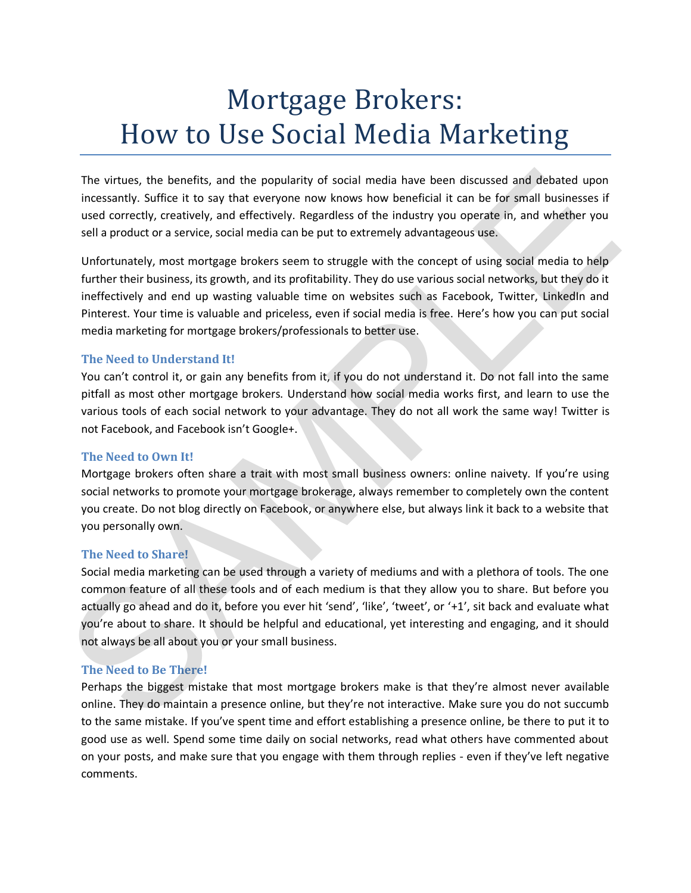# Mortgage Brokers: How to Use Social Media Marketing

The virtues, the benefits, and the popularity of social media have been discussed and debated upon incessantly. Suffice it to say that everyone now knows how beneficial it can be for small businesses if used correctly, creatively, and effectively. Regardless of the industry you operate in, and whether you sell a product or a service, social media can be put to extremely advantageous use.

Unfortunately, most mortgage brokers seem to struggle with the concept of using social media to help further their business, its growth, and its profitability. They do use various social networks, but they do it ineffectively and end up wasting valuable time on websites such as Facebook, Twitter, LinkedIn and Pinterest. Your time is valuable and priceless, even if social media is free. Here's how you can put social media marketing for mortgage brokers/professionals to better use.

### The Need to Understand It!

You can't control it, or gain any benefits from it, if you do not understand it. Do not fall into the same pitfall as most other mortgage brokers. Understand how social media works first, and learn to use the various tools of each social network to your advantage. They do not all work the same way! Twitter is not Facebook, and Facebook isn't Google+.

### The Need to Own It!

Mortgage brokers often share a trait with most small business owners: online naivety. If you're using social networks to promote your mortgage brokerage, always remember to completely own the content you create. Do not blog directly on Facebook, or anywhere else, but always link it back to a website that you personally own.

### The Need to Share!

Social media marketing can be used through a variety of mediums and with a plethora of tools. The one common feature of all these tools and of each medium is that they allow you to share. But before you actually go ahead and do it, before you ever hit 'send', 'like', 'tweet', or '+1', sit back and evaluate what you're about to share. It should be helpful and educational, yet interesting and engaging, and it should not always be all about you or your small business.

### The Need to Be There!

Perhaps the biggest mistake that most mortgage brokers make is that they're almost never available online. They do maintain a presence online, but they're not interactive. Make sure you do not succumb to the same mistake. If you've spent time and effort establishing a presence online, be there to put it to good use as well. Spend some time daily on social networks, read what others have commented about on your posts, and make sure that you engage with them through replies - even if they've left negative comments.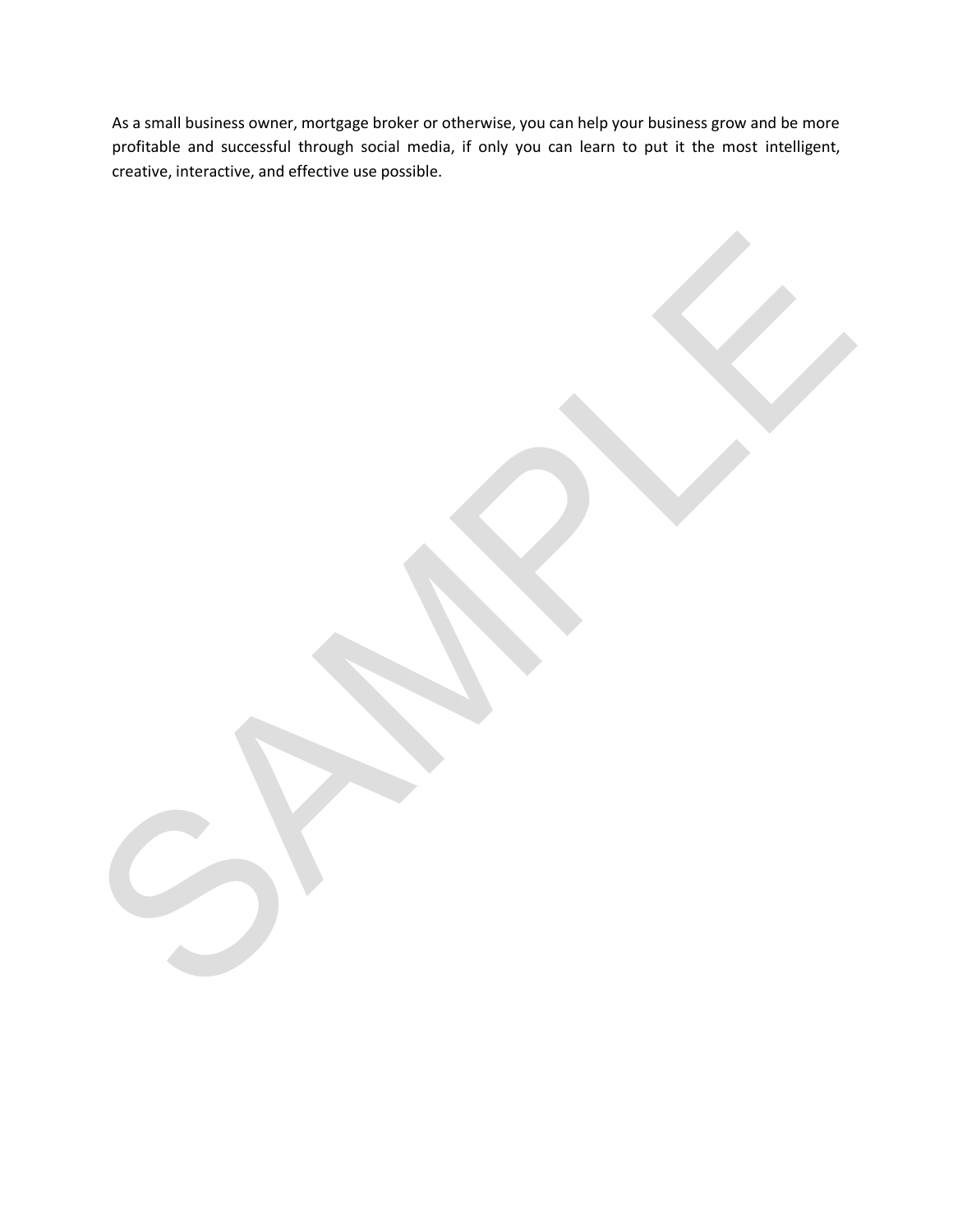As a small business owner, mortgage broker or otherwise, you can help your business grow and be more profitable and successful through social media, if only you can learn to put it the most intelligent, creative, interactive, and effective use possible.